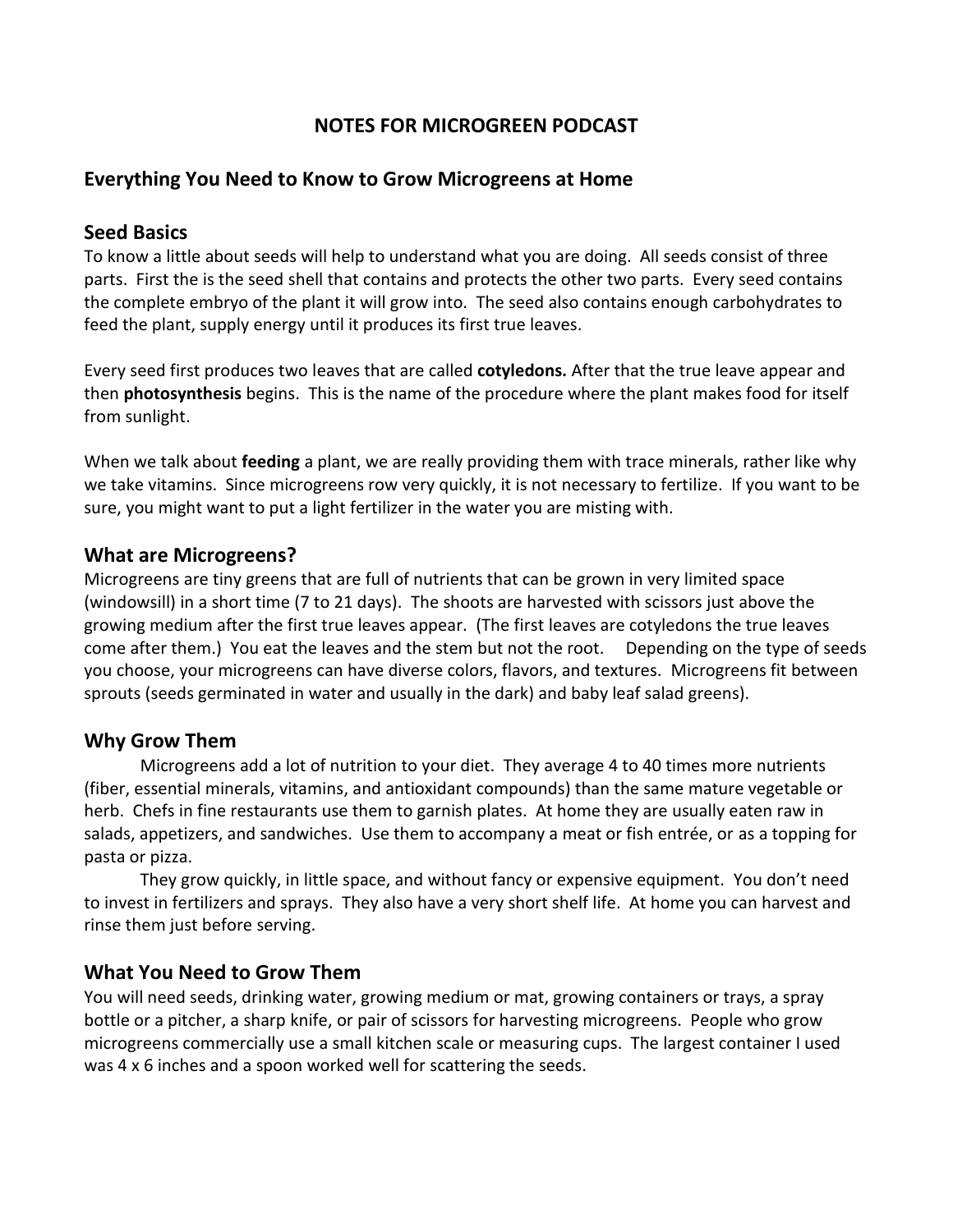# NOTES FOR MICROGREEN PODCAST

## Everything You Need to Know to Grow Microgreens at Home

## Seed Basics

To know a little about seeds will help to understand what you are doing. All seeds consist of three parts. First the is the seed shell that contains and protects the other two parts. Every seed contains the complete embryo of the plant it will grow into. The seed also contains enough carbohydrates to feed the plant, supply energy until it produces its first true leaves.

Every seed first produces two leaves that are called **cotyledons.** After that the true leave appear and then **photosynthesis** begins. This is the name of the procedure where the plant makes food for itself from sunlight.

When we talk about **feeding** a plant, we are really providing them with trace minerals, rather like why we take vitamins. Since microgreens row very quickly, it is not necessary to fertilize. If you want to be sure, you might want to put a light fertilizer in the water you are misting with.

## What are Microgreens?

Microgreens are tiny greens that are full of nutrients that can be grown in very limited space (windowsill) in a short time (7 to 21 days). The shoots are harvested with scissors just above the growing medium after the first true leaves appear. (The first leaves are cotyledons the true leaves come after them.) You eat the leaves and the stem but not the root. Depending on the type of seeds you choose, your microgreens can have diverse colors, flavors, and textures. Microgreens fit between sprouts (seeds germinated in water and usually in the dark) and baby leaf salad greens).

## Why Grow Them

Microgreens add a lot of nutrition to your diet. They average 4 to 40 times more nutrients (fiber, essential minerals, vitamins, and antioxidant compounds) than the same mature vegetable or herb. Chefs in fine restaurants use them to garnish plates. At home they are usually eaten raw in salads, appetizers, and sandwiches. Use them to accompany a meat or fish entrée, or as a topping for pasta or pizza.

They grow quickly, in little space, and without fancy or expensive equipment. You don't need to invest in fertilizers and sprays. They also have a very short shelf life. At home you can harvest and rinse them just before serving.

## What You Need to Grow Them

You will need seeds, drinking water, growing medium or mat, growing containers or trays, a spray bottle or a pitcher, a sharp knife, or pair of scissors for harvesting microgreens. People who grow microgreens commercially use a small kitchen scale or measuring cups. The largest container I used was 4 x 6 inches and a spoon worked well for scattering the seeds.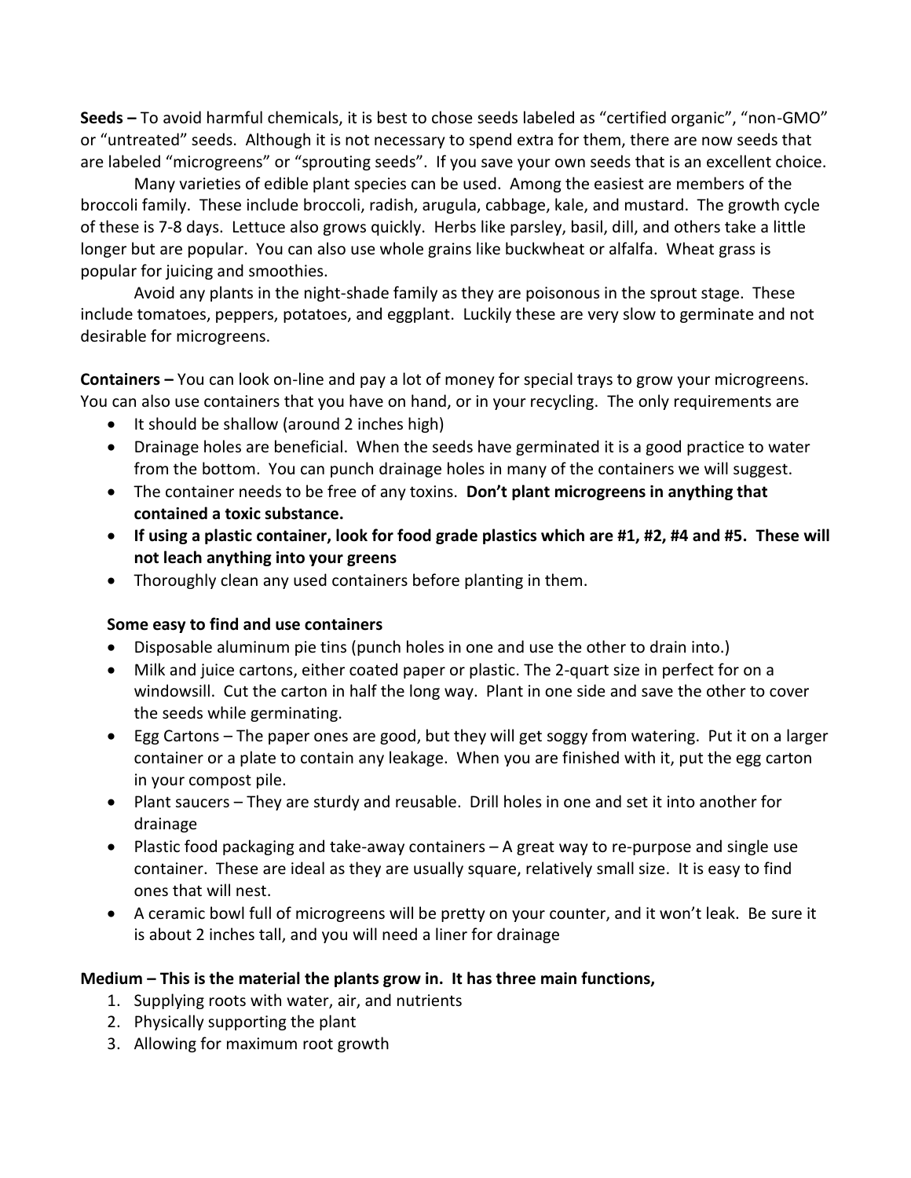**Seeds –** To avoid harmful chemicals, it is best to chose seeds labeled as "certified organic", "non-GMO" or "untreated" seeds. Although it is not necessary to spend extra for them, there are now seeds that are labeled "microgreens" or "sprouting seeds". If you save your own seeds that is an excellent choice.

Many varieties of edible plant species can be used. Among the easiest are members of the broccoli family. These include broccoli, radish, arugula, cabbage, kale, and mustard. The growth cycle of these is 7-8 days. Lettuce also grows quickly. Herbs like parsley, basil, dill, and others take a little longer but are popular. You can also use whole grains like buckwheat or alfalfa. Wheat grass is popular for juicing and smoothies.

Avoid any plants in the night-shade family as they are poisonous in the sprout stage. These include tomatoes, peppers, potatoes, and eggplant. Luckily these are very slow to germinate and not desirable for microgreens.

**Containers –** You can look on-line and pay a lot of money for special trays to grow your microgreens. You can also use containers that you have on hand, or in your recycling. The only requirements are

- It should be shallow (around 2 inches high)
- Drainage holes are beneficial. When the seeds have germinated it is a good practice to water from the bottom. You can punch drainage holes in many of the containers we will suggest.
- The container needs to be free of any toxins. **Don't plant microgreens in anything that contained a toxic substance.**
- **If using a plastic container, look for food grade plastics which are #1, #2, #4 and #5. These will not leach anything into your greens**
- Thoroughly clean any used containers before planting in them.

**Some easy to find and use containers**

- Disposable aluminum pie tins (punch holes in one and use the other to drain into.)
- Milk and juice cartons, either coated paper or plastic. The 2-quart size in perfect for on a windowsill. Cut the carton in half the long way. Plant in one side and save the other to cover the seeds while germinating.
- Egg Cartons – The paper ones are good, but they will get soggy from watering. Put it on a larger container or a plate to contain any leakage. When you are finished with it, put the egg carton in your compost pile.
- Plant saucers – They are sturdy and reusable. Drill holes in one and set it into another for drainage
- Plastic food packaging and take-away containers – A great way to re-purpose and single use container. These are ideal as they are usually square, relatively small size. It is easy to find ones that will nest.
- A ceramic bowl full of microgreens will be pretty on your counter, and it won't leak. Be sure it is about 2 inches tall, and you will need a liner for drainage

**Medium – This is the material the plants grow in. It has three main functions,**

1. Supplying roots with water, air, and nutrients
2. Physically supporting the plant
3. Allowing for maximum root growth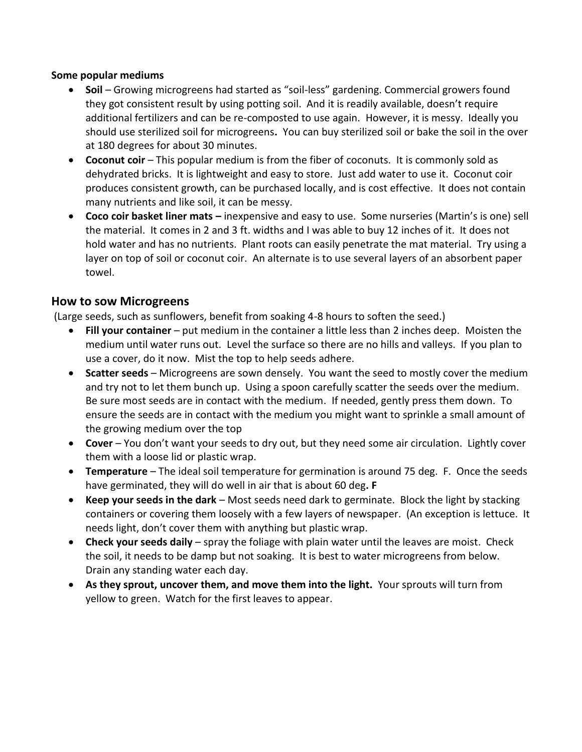**Some popular mediums**

- **Soil** – Growing microgreens had started as "soil-less" gardening. Commercial growers found they got consistent result by using potting soil. And it is readily available, doesn't require additional fertilizers and can be re-composted to use again. However, it is messy. Ideally you should use sterilized soil for microgreens**.** You can buy sterilized soil or bake the soil in the over at 180 degrees for about 30 minutes.
- **Coconut coir** – This popular medium is from the fiber of coconuts. It is commonly sold as dehydrated bricks. It is lightweight and easy to store. Just add water to use it. Coconut coir produces consistent growth, can be purchased locally, and is cost effective. It does not contain many nutrients and like soil, it can be messy.
- **Coco coir basket liner mats –** inexpensive and easy to use. Some nurseries (Martin's is one) sell the material. It comes in 2 and 3 ft. widths and I was able to buy 12 inches of it. It does not hold water and has no nutrients. Plant roots can easily penetrate the mat material. Try using a layer on top of soil or coconut coir. An alternate is to use several layers of an absorbent paper towel.

## How to sow Microgreens

(Large seeds, such as sunflowers, benefit from soaking 4-8 hours to soften the seed.)

- **Fill your container** – put medium in the container a little less than 2 inches deep. Moisten the medium until water runs out. Level the surface so there are no hills and valleys. If you plan to use a cover, do it now. Mist the top to help seeds adhere.
- **Scatter seeds** – Microgreens are sown densely. You want the seed to mostly cover the medium and try not to let them bunch up. Using a spoon carefully scatter the seeds over the medium. Be sure most seeds are in contact with the medium. If needed, gently press them down. To ensure the seeds are in contact with the medium you might want to sprinkle a small amount of the growing medium over the top
- **Cover** – You don't want your seeds to dry out, but they need some air circulation. Lightly cover them with a loose lid or plastic wrap.
- **Temperature** – The ideal soil temperature for germination is around 75 deg. F. Once the seeds have germinated, they will do well in air that is about 60 deg**. F**
- **Keep your seeds in the dark** – Most seeds need dark to germinate. Block the light by stacking containers or covering them loosely with a few layers of newspaper. (An exception is lettuce. It needs light, don't cover them with anything but plastic wrap.
- **Check your seeds daily** – spray the foliage with plain water until the leaves are moist. Check the soil, it needs to be damp but not soaking. It is best to water microgreens from below. Drain any standing water each day.
- **As they sprout, uncover them, and move them into the light.** Your sprouts will turn from yellow to green. Watch for the first leaves to appear.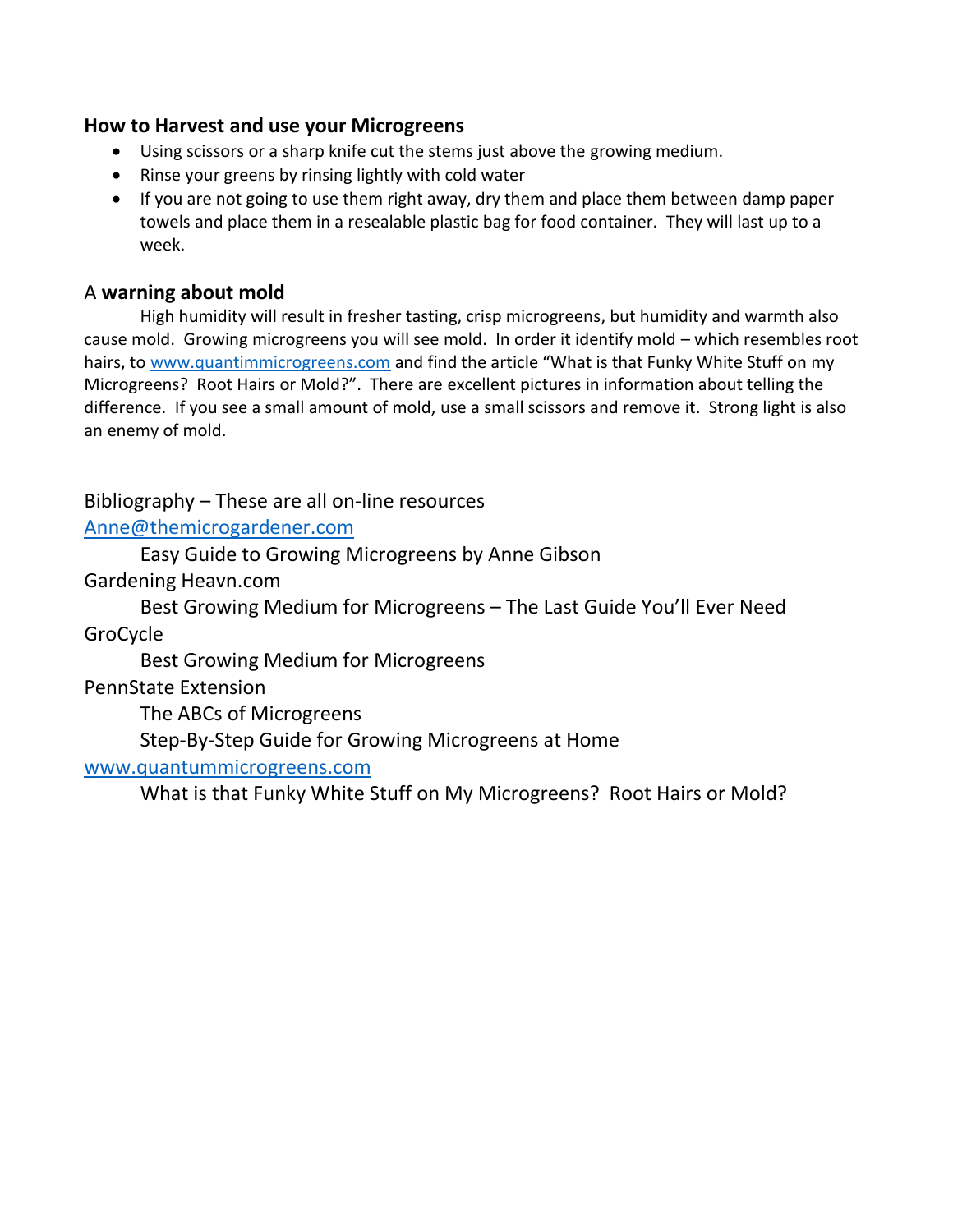### How to Harvest and use your Microgreens

- Using scissors or a sharp knife cut the stems just above the growing medium.
- Rinse your greens by rinsing lightly with cold water
- If you are not going to use them right away, dry them and place them between damp paper towels and place them in a resealable plastic bag for food container. They will last up to a week.

### A **warning about mold**

High humidity will result in fresher tasting, crisp microgreens, but humidity and warmth also cause mold. Growing microgreens you will see mold. In order it identify mold – which resembles root hairs, to www.quantimmicrogreens.com and find the article "What is that Funky White Stuff on my Microgreens? Root Hairs or Mold?". There are excellent pictures in information about telling the difference. If you see a small amount of mold, use a small scissors and remove it. Strong light is also an enemy of mold.

Bibliography – These are all on-line resources

Anne@themicrogardener.com

> Easy Guide to Growing Microgreens by Anne Gibson

Gardening Heavn.com

> Best Growing Medium for Microgreens – The Last Guide You'll Ever Need

GroCycle

> Best Growing Medium for Microgreens

PennState Extension

> The ABCs of Microgreens
>
> Step-By-Step Guide for Growing Microgreens at Home

www.quantummicrogreens.com

> What is that Funky White Stuff on My Microgreens? Root Hairs or Mold?